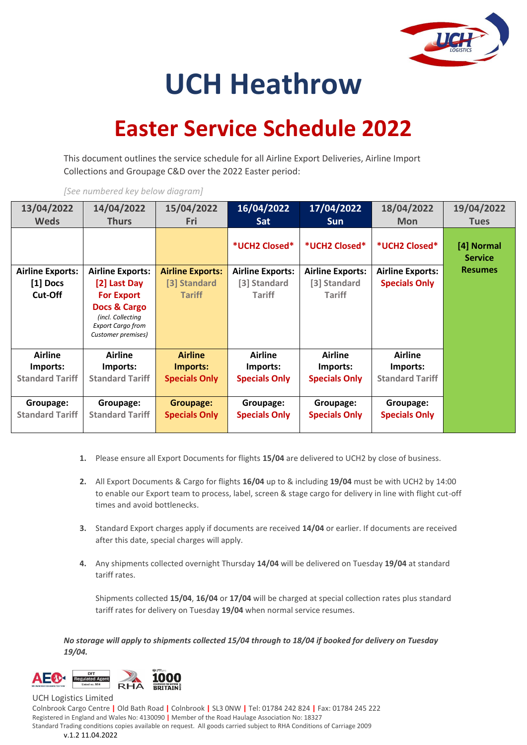# UCH Heathrow

# Easter Service Schedule 2022

This document outlines the service schedule for all Airline Export Deliveries, Airline Import Collections and Groupage C&D over the 2022 Easter period:

*[See numbered key below diagram]*

| 13/04/2022 Weds | 14/04/2022 Thurs | 15/04/2022 Fri | 16/04/2022 Sat | 17/04/2022 Sun | 18/04/2022 Mon | 19/04/2022 Tues |
|---|---|---|---|---|---|---|
| | | | *UCH2 Closed* | *UCH2 Closed* | *UCH2 Closed* | [4] Normal Service Resumes |
| Airline Exports: [1] Docs Cut-Off | Airline Exports: [2] Last Day For Export Docs & Cargo *(incl. Collecting Export Cargo from Customer premises)* | Airline Exports: [3] Standard Tariff | Airline Exports: [3] Standard Tariff | Airline Exports: [3] Standard Tariff | Airline Exports: Specials Only | |
| Airline Imports: Standard Tariff | Airline Imports: Standard Tariff | Airline Imports: Specials Only | Airline Imports: Specials Only | Airline Imports: Specials Only | Airline Imports: Standard Tariff | |
| Groupage: Standard Tariff | Groupage: Standard Tariff | Groupage: Specials Only | Groupage: Specials Only | Groupage: Specials Only | Groupage: Specials Only | |

1. Please ensure all Export Documents for flights **15/04** are delivered to UCH2 by close of business.

2. All Export Documents & Cargo for flights **16/04** up to & including **19/04** must be with UCH2 by 14:00 to enable our Export team to process, label, screen & stage cargo for delivery in line with flight cut-off times and avoid bottlenecks.

3. Standard Export charges apply if documents are received **14/04** or earlier. If documents are received after this date, special charges will apply.

4. Any shipments collected overnight Thursday **14/04** will be delivered on Tuesday **19/04** at standard tariff rates.

   Shipments collected **15/04**, **16/04** or **17/04** will be charged at special collection rates plus standard tariff rates for delivery on Tuesday **19/04** when normal service resumes.

***No storage will apply to shipments collected 15/04 through to 18/04 if booked for delivery on Tuesday 19/04.***

UCH Logistics Limited
Colnbrook Cargo Centre | Old Bath Road | Colnbrook | SL3 0NW | Tel: 01784 242 824 | Fax: 01784 245 222
Registered in England and Wales No: 4130090 | Member of the Road Haulage Association No: 18327
Standard Trading conditions copies available on request. All goods carried subject to RHA Conditions of Carriage 2009
v.1.2 11.04.2022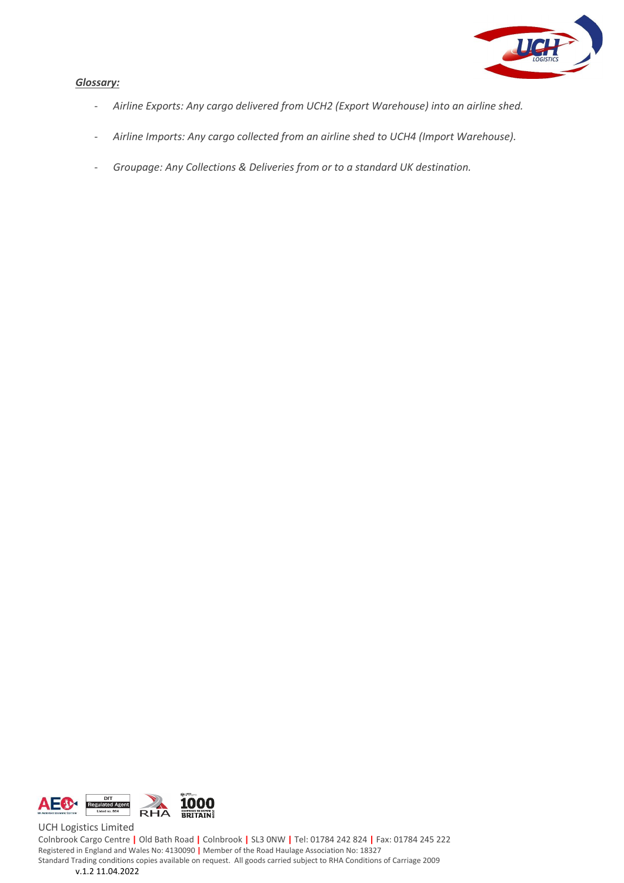***Glossary:***

- *Airline Exports: Any cargo delivered from UCH2 (Export Warehouse) into an airline shed.*
- *Airline Imports: Any cargo collected from an airline shed to UCH4 (Import Warehouse).*
- *Groupage: Any Collections & Deliveries from or to a standard UK destination.*

UCH Logistics Limited
Colnbrook Cargo Centre | Old Bath Road | Colnbrook | SL3 0NW | Tel: 01784 242 824 | Fax: 01784 245 222
Registered in England and Wales No: 4130090 | Member of the Road Haulage Association No: 18327
Standard Trading conditions copies available on request. All goods carried subject to RHA Conditions of Carriage 2009
v.1.2 11.04.2022